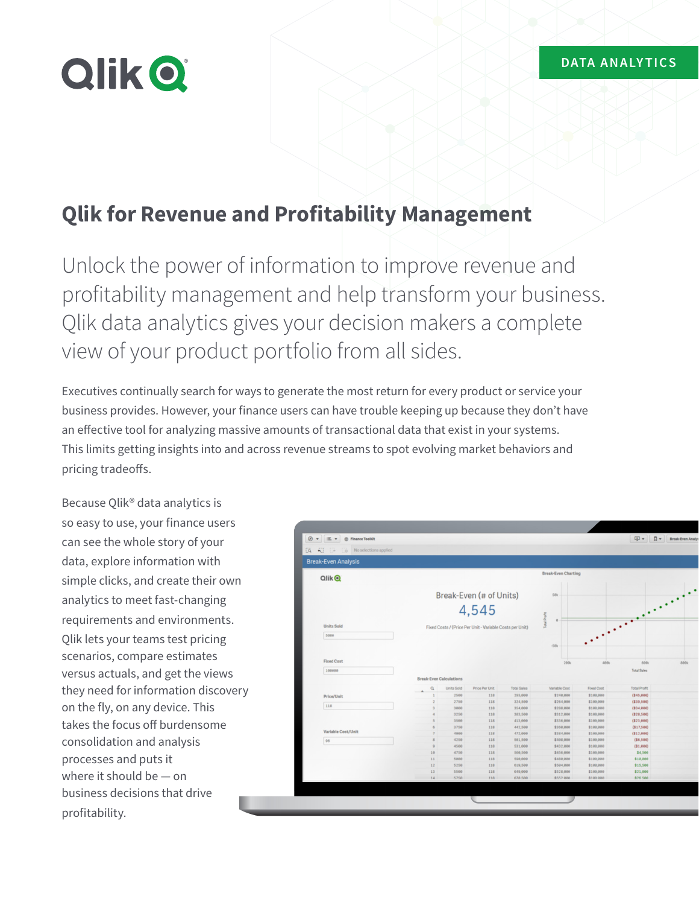DATA ANALYTICS

# Qlik for Revenue and Profitability Management

Unlock the power of information to improve revenue and profitability management and help transform your business. Qlik data analytics gives your decision makers a complete view of your product portfolio from all sides.

Executives continually search for ways to generate the most return for every product or service your business provides. However, your finance users can have trouble keeping up because they don't have an effective tool for analyzing massive amounts of transactional data that exist in your systems. This limits getting insights into and across revenue streams to spot evolving market behaviors and pricing tradeoffs.

Because Qlik® data analytics is so easy to use, your finance users can see the whole story of your data, explore information with simple clicks, and create their own analytics to meet fast-changing requirements and environments. Qlik lets your teams test pricing scenarios, compare estimates versus actuals, and get the views they need for information discovery on the fly, on any device. This takes the focus off burdensome consolidation and analysis processes and puts it where it should be — on business decisions that drive profitability.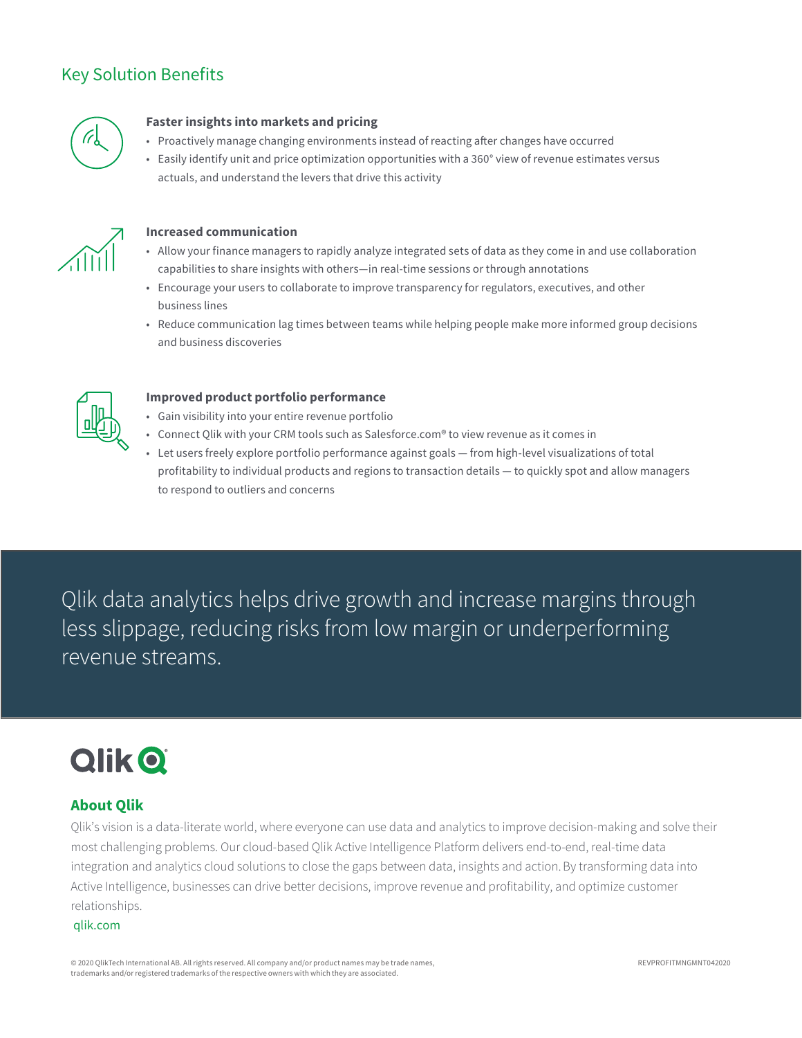## Key Solution Benefits

**Faster insights into markets and pricing**

- Proactively manage changing environments instead of reacting after changes have occurred
- Easily identify unit and price optimization opportunities with a 360° view of revenue estimates versus actuals, and understand the levers that drive this activity

**Increased communication**

- Allow your finance managers to rapidly analyze integrated sets of data as they come in and use collaboration capabilities to share insights with others—in real-time sessions or through annotations
- Encourage your users to collaborate to improve transparency for regulators, executives, and other business lines
- Reduce communication lag times between teams while helping people make more informed group decisions and business discoveries

**Improved product portfolio performance**

- Gain visibility into your entire revenue portfolio
- Connect Qlik with your CRM tools such as Salesforce.com® to view revenue as it comes in
- Let users freely explore portfolio performance against goals — from high-level visualizations of total profitability to individual products and regions to transaction details — to quickly spot and allow managers to respond to outliers and concerns

Qlik data analytics helps drive growth and increase margins through less slippage, reducing risks from low margin or underperforming revenue streams.

Qlik

### About Qlik

Qlik's vision is a data-literate world, where everyone can use data and analytics to improve decision-making and solve their most challenging problems. Our cloud-based Qlik Active Intelligence Platform delivers end-to-end, real-time data integration and analytics cloud solutions to close the gaps between data, insights and action. By transforming data into Active Intelligence, businesses can drive better decisions, improve revenue and profitability, and optimize customer relationships.

qlik.com

© 2020 QlikTech International AB. All rights reserved. All company and/or product names may be trade names, trademarks and/or registered trademarks of the respective owners with which they are associated.

REVPROFITMNGMNT042020